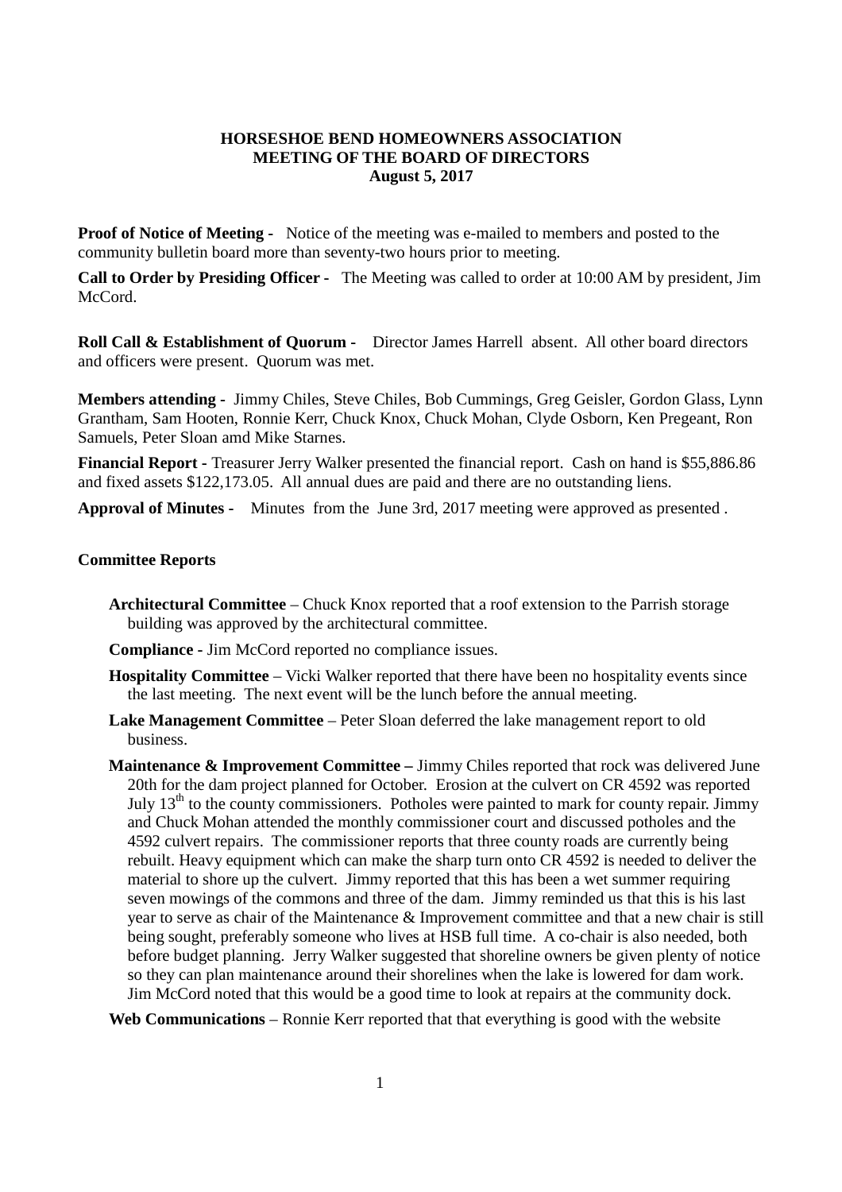**HORSESHOE BEND HOMEOWNERS ASSOCIATION**
**MEETING OF THE BOARD OF DIRECTORS**
**August 5, 2017**

**Proof of Notice of Meeting -** Notice of the meeting was e-mailed to members and posted to the community bulletin board more than seventy-two hours prior to meeting.

**Call to Order by Presiding Officer -** The Meeting was called to order at 10:00 AM by president, Jim McCord.

**Roll Call & Establishment of Quorum -** Director James Harrell absent. All other board directors and officers were present. Quorum was met.

**Members attending -** Jimmy Chiles, Steve Chiles, Bob Cummings, Greg Geisler, Gordon Glass, Lynn Grantham, Sam Hooten, Ronnie Kerr, Chuck Knox, Chuck Mohan, Clyde Osborn, Ken Pregeant, Ron Samuels, Peter Sloan amd Mike Starnes.

**Financial Report -** Treasurer Jerry Walker presented the financial report. Cash on hand is $55,886.86 and fixed assets $122,173.05. All annual dues are paid and there are no outstanding liens.

**Approval of Minutes -** Minutes from the June 3rd, 2017 meeting were approved as presented .

**Committee Reports**

**Architectural Committee** – Chuck Knox reported that a roof extension to the Parrish storage building was approved by the architectural committee.

**Compliance -** Jim McCord reported no compliance issues.

**Hospitality Committee** – Vicki Walker reported that there have been no hospitality events since the last meeting. The next event will be the lunch before the annual meeting.

**Lake Management Committee** – Peter Sloan deferred the lake management report to old business.

**Maintenance & Improvement Committee –** Jimmy Chiles reported that rock was delivered June 20th for the dam project planned for October. Erosion at the culvert on CR 4592 was reported July 13th to the county commissioners. Potholes were painted to mark for county repair. Jimmy and Chuck Mohan attended the monthly commissioner court and discussed potholes and the 4592 culvert repairs. The commissioner reports that three county roads are currently being rebuilt. Heavy equipment which can make the sharp turn onto CR 4592 is needed to deliver the material to shore up the culvert. Jimmy reported that this has been a wet summer requiring seven mowings of the commons and three of the dam. Jimmy reminded us that this is his last year to serve as chair of the Maintenance & Improvement committee and that a new chair is still being sought, preferably someone who lives at HSB full time. A co-chair is also needed, both before budget planning. Jerry Walker suggested that shoreline owners be given plenty of notice so they can plan maintenance around their shorelines when the lake is lowered for dam work. Jim McCord noted that this would be a good time to look at repairs at the community dock.

**Web Communications** – Ronnie Kerr reported that that everything is good with the website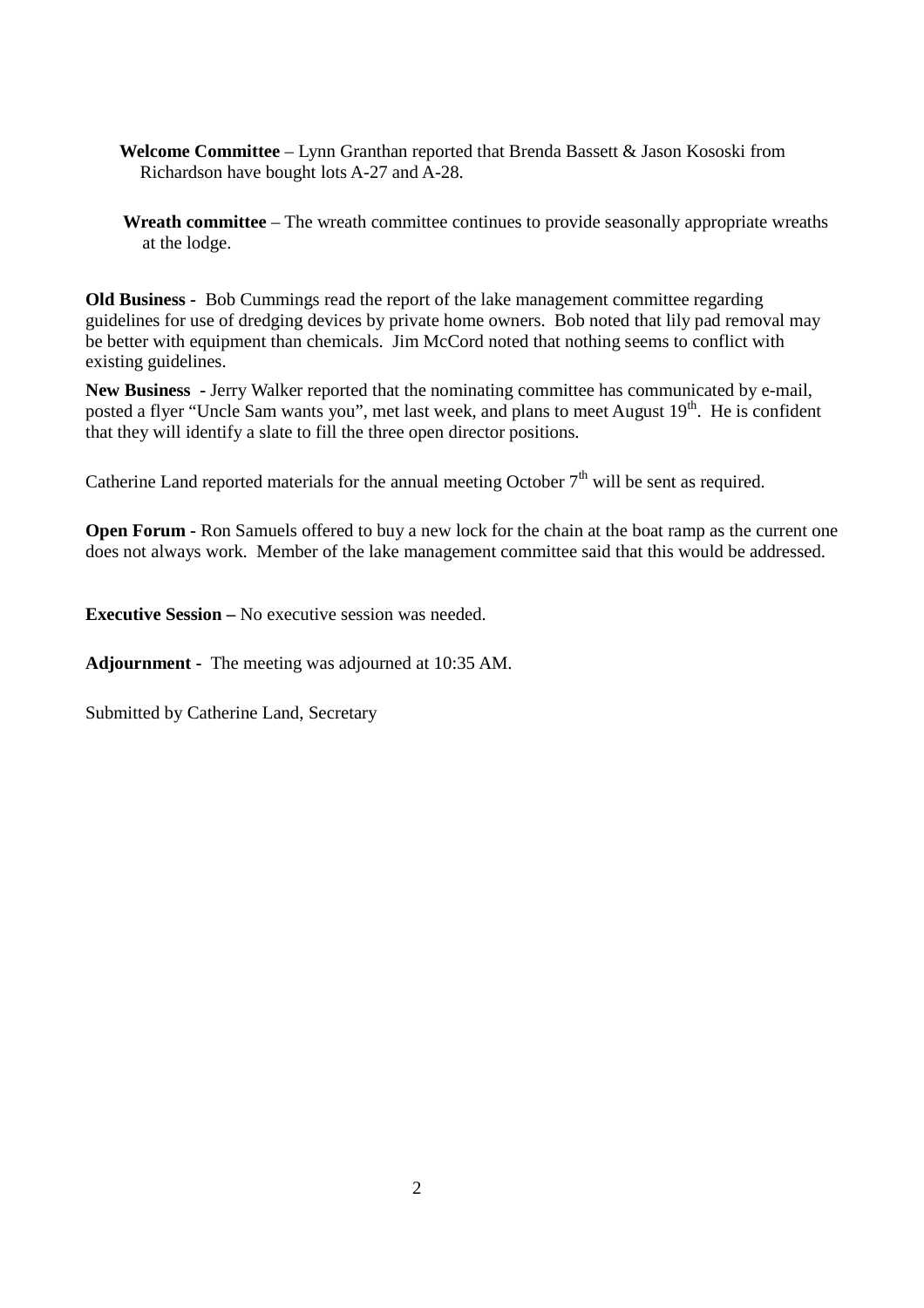**Welcome Committee** – Lynn Granthan reported that Brenda Bassett & Jason Kososki from Richardson have bought lots A-27 and A-28.

**Wreath committee** – The wreath committee continues to provide seasonally appropriate wreaths at the lodge.

**Old Business -** Bob Cummings read the report of the lake management committee regarding guidelines for use of dredging devices by private home owners. Bob noted that lily pad removal may be better with equipment than chemicals. Jim McCord noted that nothing seems to conflict with existing guidelines.

**New Business -** Jerry Walker reported that the nominating committee has communicated by e-mail, posted a flyer "Uncle Sam wants you", met last week, and plans to meet August 19th. He is confident that they will identify a slate to fill the three open director positions.

Catherine Land reported materials for the annual meeting October 7th will be sent as required.

**Open Forum** - Ron Samuels offered to buy a new lock for the chain at the boat ramp as the current one does not always work. Member of the lake management committee said that this would be addressed.

**Executive Session –** No executive session was needed.

**Adjournment -** The meeting was adjourned at 10:35 AM.

Submitted by Catherine Land, Secretary